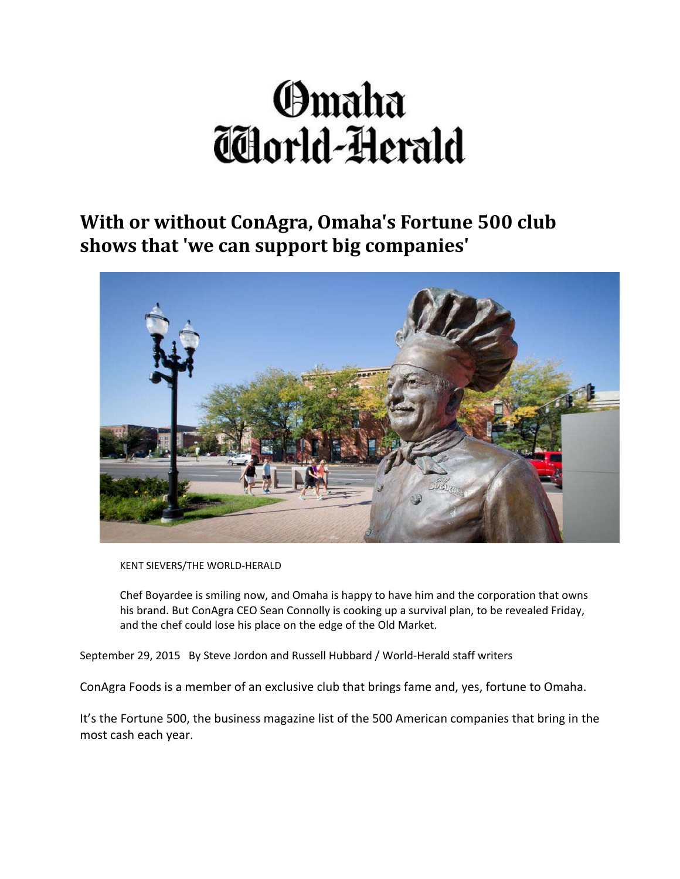# Omaha World-Herald

## With or without ConAgra, Omaha's Fortune 500 club shows that 'we can support big companies'

KENT SIEVERS/THE WORLD-HERALD

Chef Boyardee is smiling now, and Omaha is happy to have him and the corporation that owns his brand. But ConAgra CEO Sean Connolly is cooking up a survival plan, to be revealed Friday, and the chef could lose his place on the edge of the Old Market.

September 29, 2015 By Steve Jordon and Russell Hubbard / World-Herald staff writers

ConAgra Foods is a member of an exclusive club that brings fame and, yes, fortune to Omaha.

It's the Fortune 500, the business magazine list of the 500 American companies that bring in the most cash each year.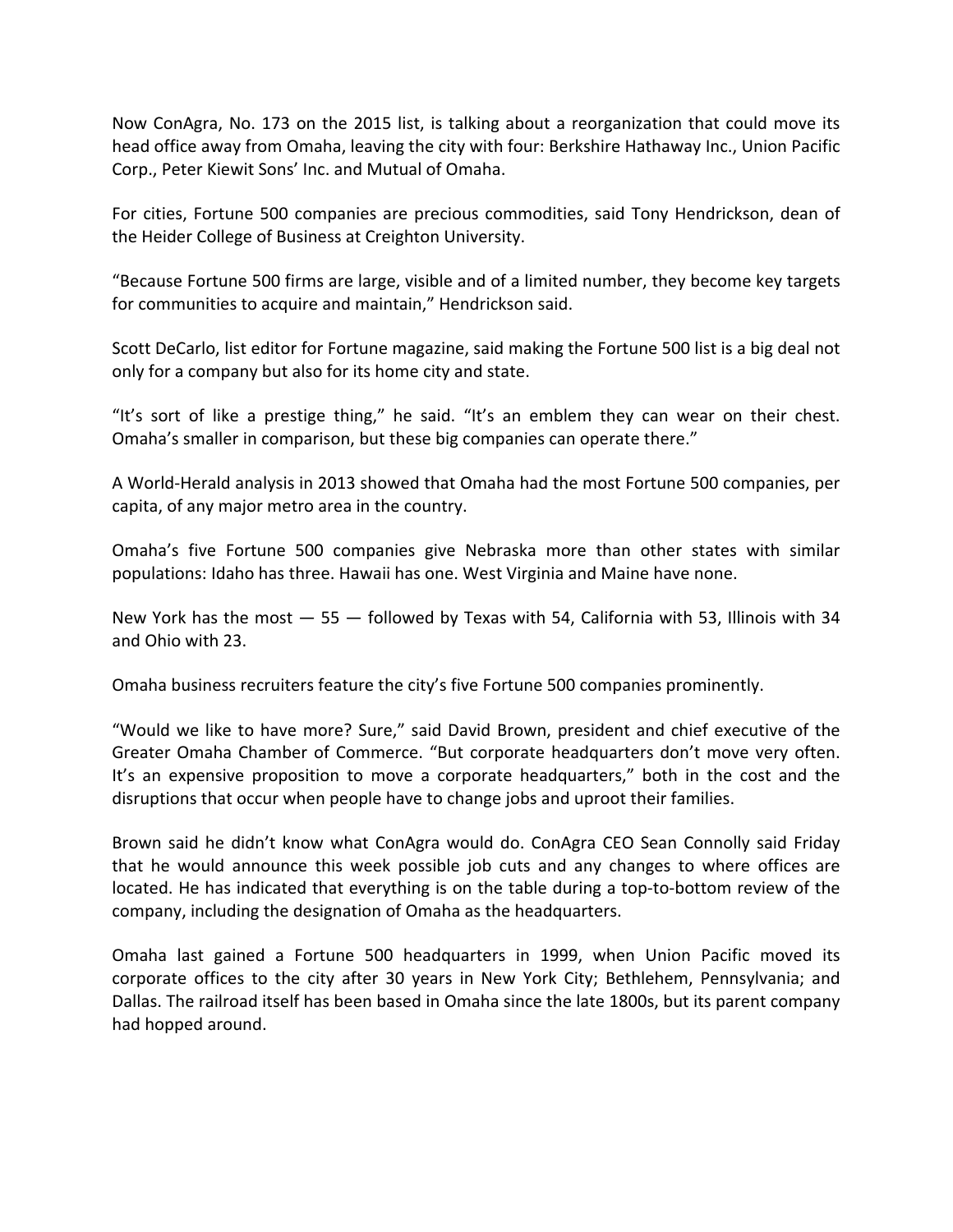Now ConAgra, No. 173 on the 2015 list, is talking about a reorganization that could move its head office away from Omaha, leaving the city with four: Berkshire Hathaway Inc., Union Pacific Corp., Peter Kiewit Sons' Inc. and Mutual of Omaha.

For cities, Fortune 500 companies are precious commodities, said Tony Hendrickson, dean of the Heider College of Business at Creighton University.

"Because Fortune 500 firms are large, visible and of a limited number, they become key targets for communities to acquire and maintain," Hendrickson said.

Scott DeCarlo, list editor for Fortune magazine, said making the Fortune 500 list is a big deal not only for a company but also for its home city and state.

"It's sort of like a prestige thing," he said. "It's an emblem they can wear on their chest. Omaha's smaller in comparison, but these big companies can operate there."

A World-Herald analysis in 2013 showed that Omaha had the most Fortune 500 companies, per capita, of any major metro area in the country.

Omaha's five Fortune 500 companies give Nebraska more than other states with similar populations: Idaho has three. Hawaii has one. West Virginia and Maine have none.

New York has the most — 55 — followed by Texas with 54, California with 53, Illinois with 34 and Ohio with 23.

Omaha business recruiters feature the city's five Fortune 500 companies prominently.

"Would we like to have more? Sure," said David Brown, president and chief executive of the Greater Omaha Chamber of Commerce. "But corporate headquarters don't move very often. It's an expensive proposition to move a corporate headquarters," both in the cost and the disruptions that occur when people have to change jobs and uproot their families.

Brown said he didn't know what ConAgra would do. ConAgra CEO Sean Connolly said Friday that he would announce this week possible job cuts and any changes to where offices are located. He has indicated that everything is on the table during a top-to-bottom review of the company, including the designation of Omaha as the headquarters.

Omaha last gained a Fortune 500 headquarters in 1999, when Union Pacific moved its corporate offices to the city after 30 years in New York City; Bethlehem, Pennsylvania; and Dallas. The railroad itself has been based in Omaha since the late 1800s, but its parent company had hopped around.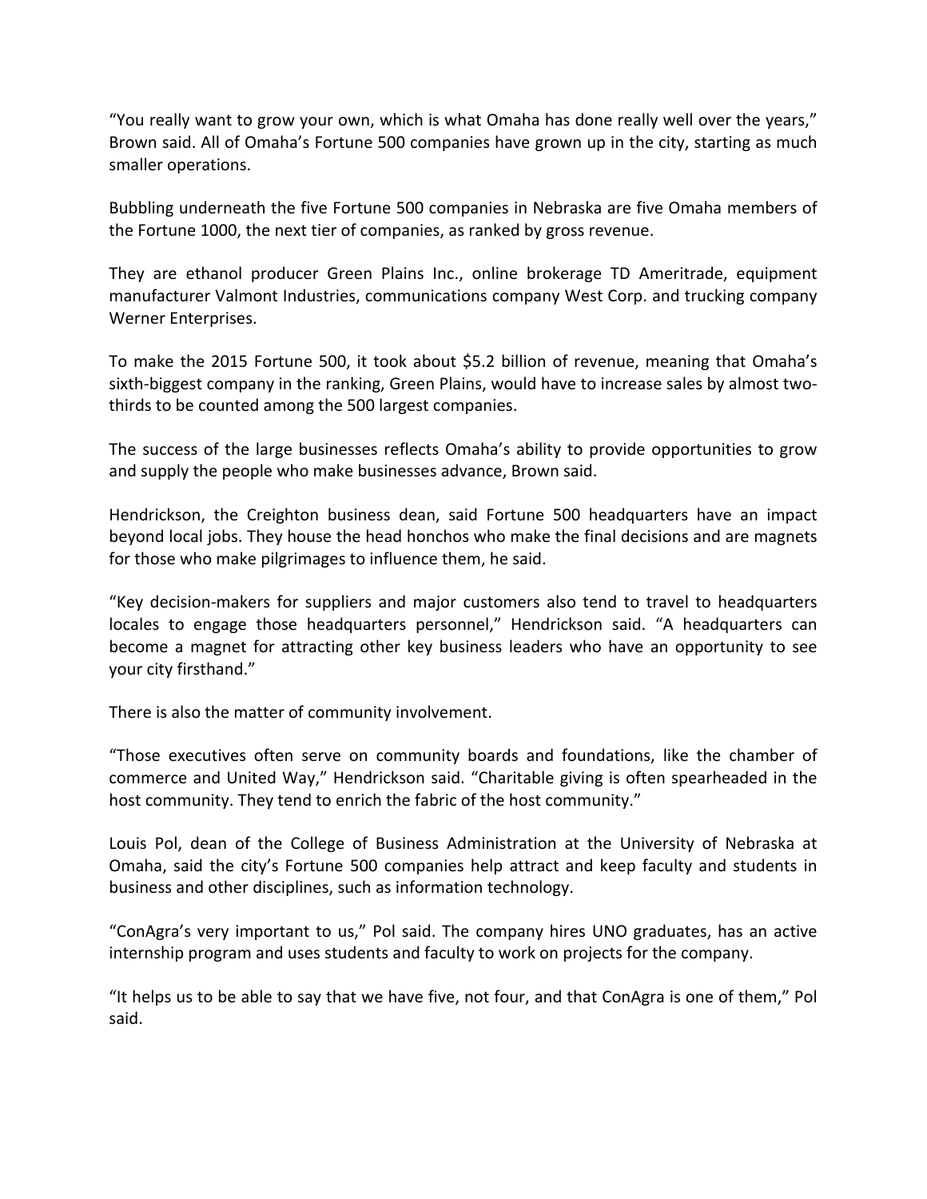“You really want to grow your own, which is what Omaha has done really well over the years,” Brown said. All of Omaha’s Fortune 500 companies have grown up in the city, starting as much smaller operations.

Bubbling underneath the five Fortune 500 companies in Nebraska are five Omaha members of the Fortune 1000, the next tier of companies, as ranked by gross revenue.

They are ethanol producer Green Plains Inc., online brokerage TD Ameritrade, equipment manufacturer Valmont Industries, communications company West Corp. and trucking company Werner Enterprises.

To make the 2015 Fortune 500, it took about $5.2 billion of revenue, meaning that Omaha’s sixth-biggest company in the ranking, Green Plains, would have to increase sales by almost two-thirds to be counted among the 500 largest companies.

The success of the large businesses reflects Omaha’s ability to provide opportunities to grow and supply the people who make businesses advance, Brown said.

Hendrickson, the Creighton business dean, said Fortune 500 headquarters have an impact beyond local jobs. They house the head honchos who make the final decisions and are magnets for those who make pilgrimages to influence them, he said.

“Key decision-makers for suppliers and major customers also tend to travel to headquarters locales to engage those headquarters personnel,” Hendrickson said. “A headquarters can become a magnet for attracting other key business leaders who have an opportunity to see your city firsthand.”

There is also the matter of community involvement.

“Those executives often serve on community boards and foundations, like the chamber of commerce and United Way,” Hendrickson said. “Charitable giving is often spearheaded in the host community. They tend to enrich the fabric of the host community.”

Louis Pol, dean of the College of Business Administration at the University of Nebraska at Omaha, said the city’s Fortune 500 companies help attract and keep faculty and students in business and other disciplines, such as information technology.

“ConAgra’s very important to us,” Pol said. The company hires UNO graduates, has an active internship program and uses students and faculty to work on projects for the company.

“It helps us to be able to say that we have five, not four, and that ConAgra is one of them,” Pol said.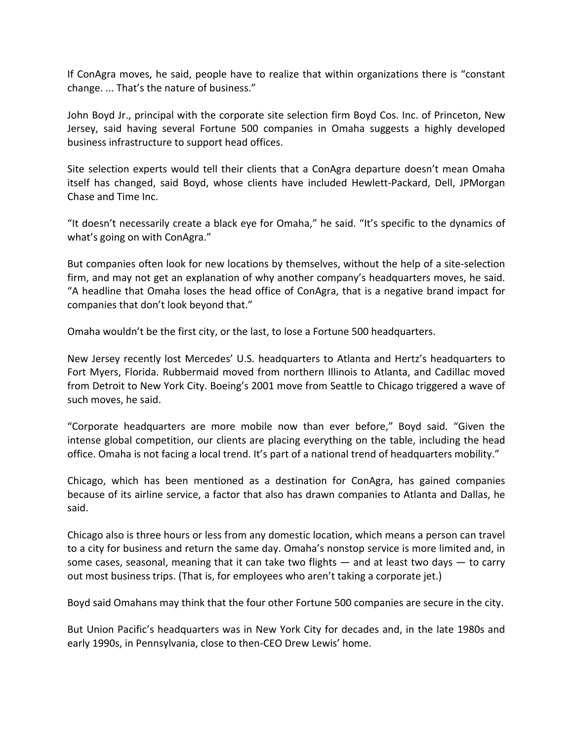If ConAgra moves, he said, people have to realize that within organizations there is "constant change. ... That's the nature of business."

John Boyd Jr., principal with the corporate site selection firm Boyd Cos. Inc. of Princeton, New Jersey, said having several Fortune 500 companies in Omaha suggests a highly developed business infrastructure to support head offices.

Site selection experts would tell their clients that a ConAgra departure doesn't mean Omaha itself has changed, said Boyd, whose clients have included Hewlett-Packard, Dell, JPMorgan Chase and Time Inc.

"It doesn't necessarily create a black eye for Omaha," he said. "It's specific to the dynamics of what's going on with ConAgra."

But companies often look for new locations by themselves, without the help of a site-selection firm, and may not get an explanation of why another company's headquarters moves, he said. "A headline that Omaha loses the head office of ConAgra, that is a negative brand impact for companies that don't look beyond that."

Omaha wouldn't be the first city, or the last, to lose a Fortune 500 headquarters.

New Jersey recently lost Mercedes' U.S. headquarters to Atlanta and Hertz's headquarters to Fort Myers, Florida. Rubbermaid moved from northern Illinois to Atlanta, and Cadillac moved from Detroit to New York City. Boeing's 2001 move from Seattle to Chicago triggered a wave of such moves, he said.

"Corporate headquarters are more mobile now than ever before," Boyd said. "Given the intense global competition, our clients are placing everything on the table, including the head office. Omaha is not facing a local trend. It's part of a national trend of headquarters mobility."

Chicago, which has been mentioned as a destination for ConAgra, has gained companies because of its airline service, a factor that also has drawn companies to Atlanta and Dallas, he said.

Chicago also is three hours or less from any domestic location, which means a person can travel to a city for business and return the same day. Omaha's nonstop service is more limited and, in some cases, seasonal, meaning that it can take two flights — and at least two days — to carry out most business trips. (That is, for employees who aren't taking a corporate jet.)

Boyd said Omahans may think that the four other Fortune 500 companies are secure in the city.

But Union Pacific's headquarters was in New York City for decades and, in the late 1980s and early 1990s, in Pennsylvania, close to then-CEO Drew Lewis' home.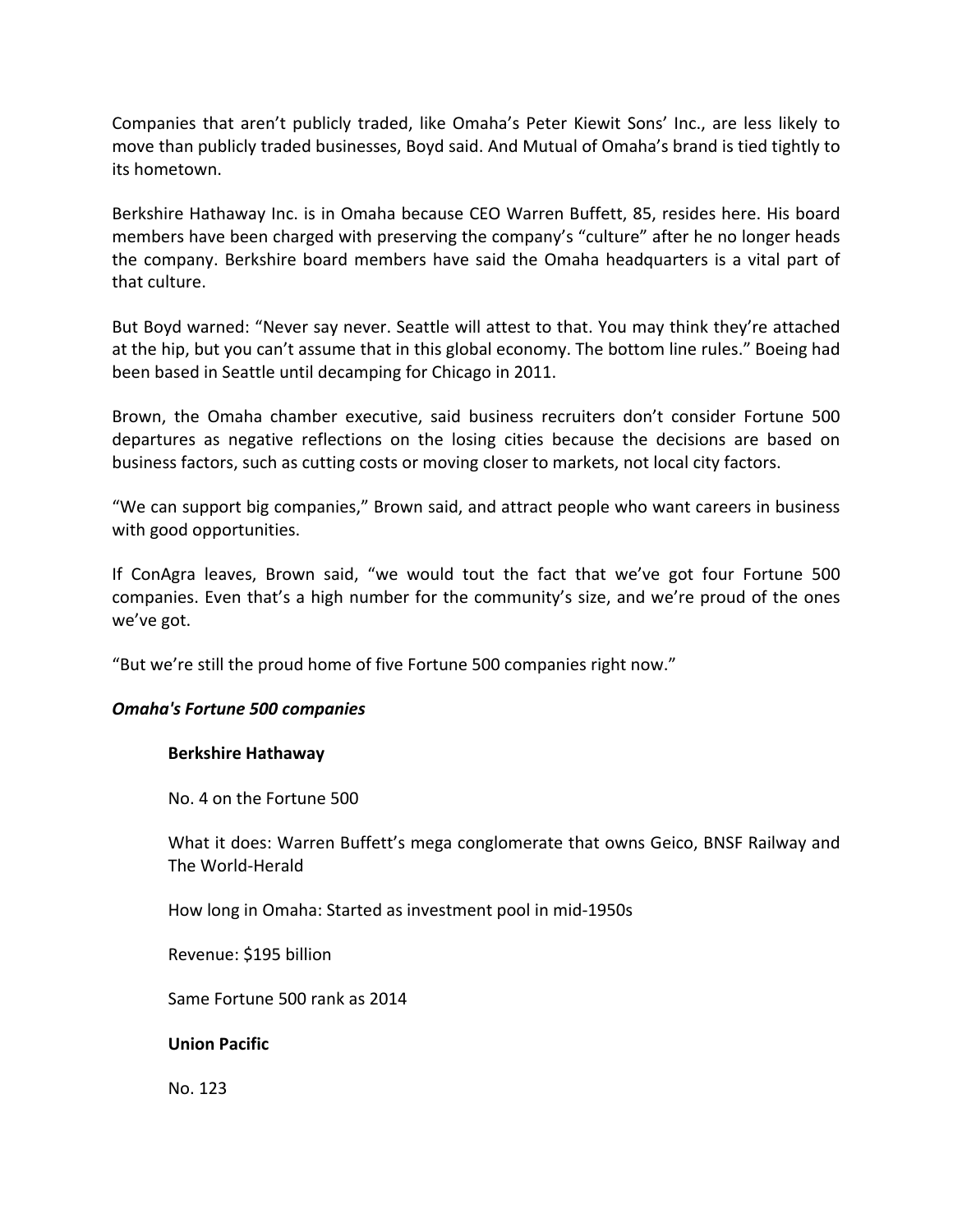Companies that aren't publicly traded, like Omaha's Peter Kiewit Sons' Inc., are less likely to move than publicly traded businesses, Boyd said. And Mutual of Omaha's brand is tied tightly to its hometown.

Berkshire Hathaway Inc. is in Omaha because CEO Warren Buffett, 85, resides here. His board members have been charged with preserving the company's "culture" after he no longer heads the company. Berkshire board members have said the Omaha headquarters is a vital part of that culture.

But Boyd warned: "Never say never. Seattle will attest to that. You may think they're attached at the hip, but you can't assume that in this global economy. The bottom line rules." Boeing had been based in Seattle until decamping for Chicago in 2011.

Brown, the Omaha chamber executive, said business recruiters don't consider Fortune 500 departures as negative reflections on the losing cities because the decisions are based on business factors, such as cutting costs or moving closer to markets, not local city factors.

"We can support big companies," Brown said, and attract people who want careers in business with good opportunities.

If ConAgra leaves, Brown said, "we would tout the fact that we've got four Fortune 500 companies. Even that's a high number for the community's size, and we're proud of the ones we've got.

"But we're still the proud home of five Fortune 500 companies right now."

***Omaha's Fortune 500 companies***

**Berkshire Hathaway**

No. 4 on the Fortune 500

What it does: Warren Buffett's mega conglomerate that owns Geico, BNSF Railway and The World-Herald

How long in Omaha: Started as investment pool in mid-1950s

Revenue: $195 billion

Same Fortune 500 rank as 2014

**Union Pacific**

No. 123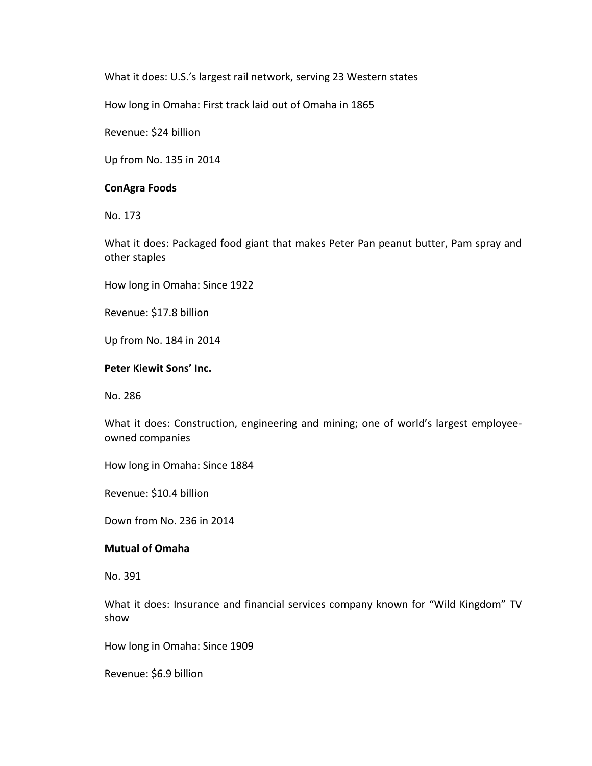What it does: U.S.'s largest rail network, serving 23 Western states

How long in Omaha: First track laid out of Omaha in 1865

Revenue: $24 billion

Up from No. 135 in 2014

**ConAgra Foods**

No. 173

What it does: Packaged food giant that makes Peter Pan peanut butter, Pam spray and other staples

How long in Omaha: Since 1922

Revenue: $17.8 billion

Up from No. 184 in 2014

**Peter Kiewit Sons' Inc.**

No. 286

What it does: Construction, engineering and mining; one of world's largest employee-owned companies

How long in Omaha: Since 1884

Revenue: $10.4 billion

Down from No. 236 in 2014

**Mutual of Omaha**

No. 391

What it does: Insurance and financial services company known for "Wild Kingdom" TV show

How long in Omaha: Since 1909

Revenue: $6.9 billion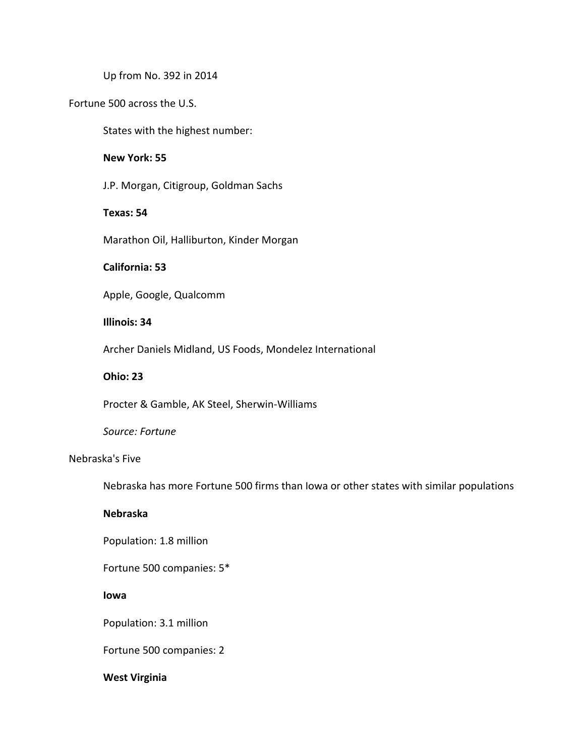Up from No. 392 in 2014

Fortune 500 across the U.S.

States with the highest number:

**New York: 55**

J.P. Morgan, Citigroup, Goldman Sachs

**Texas: 54**

Marathon Oil, Halliburton, Kinder Morgan

**California: 53**

Apple, Google, Qualcomm

**Illinois: 34**

Archer Daniels Midland, US Foods, Mondelez International

**Ohio: 23**

Procter & Gamble, AK Steel, Sherwin-Williams

*Source: Fortune*

Nebraska's Five

Nebraska has more Fortune 500 firms than Iowa or other states with similar populations

**Nebraska**

Population: 1.8 million

Fortune 500 companies: 5*

**Iowa**

Population: 3.1 million

Fortune 500 companies: 2

**West Virginia**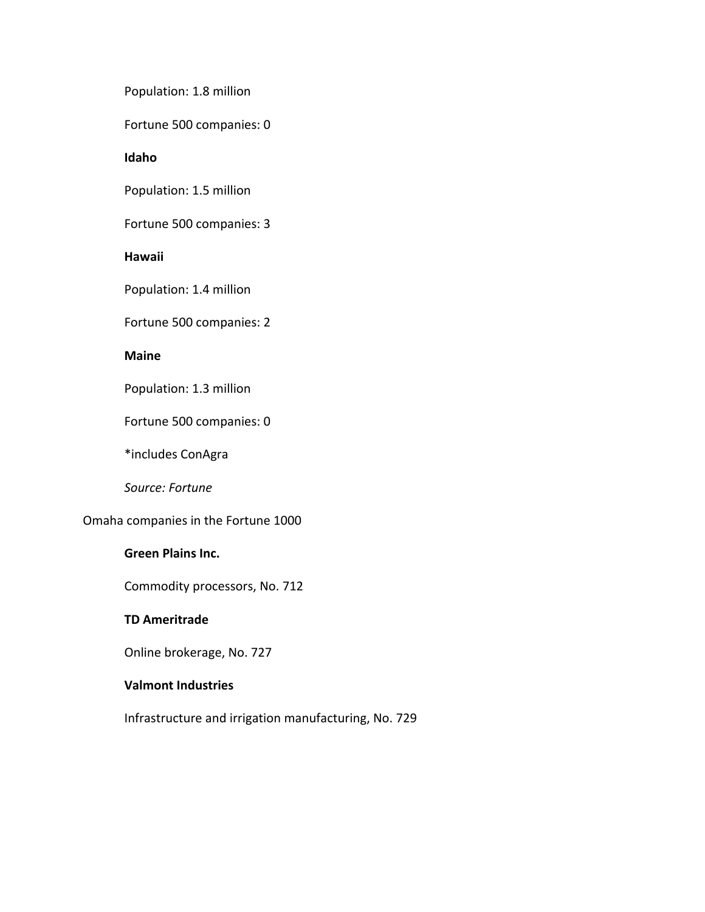Population: 1.8 million

Fortune 500 companies: 0

**Idaho**

Population: 1.5 million

Fortune 500 companies: 3

**Hawaii**

Population: 1.4 million

Fortune 500 companies: 2

**Maine**

Population: 1.3 million

Fortune 500 companies: 0

*includes ConAgra

*Source: Fortune*

Omaha companies in the Fortune 1000

**Green Plains Inc.**

Commodity processors, No. 712

**TD Ameritrade**

Online brokerage, No. 727

**Valmont Industries**

Infrastructure and irrigation manufacturing, No. 729